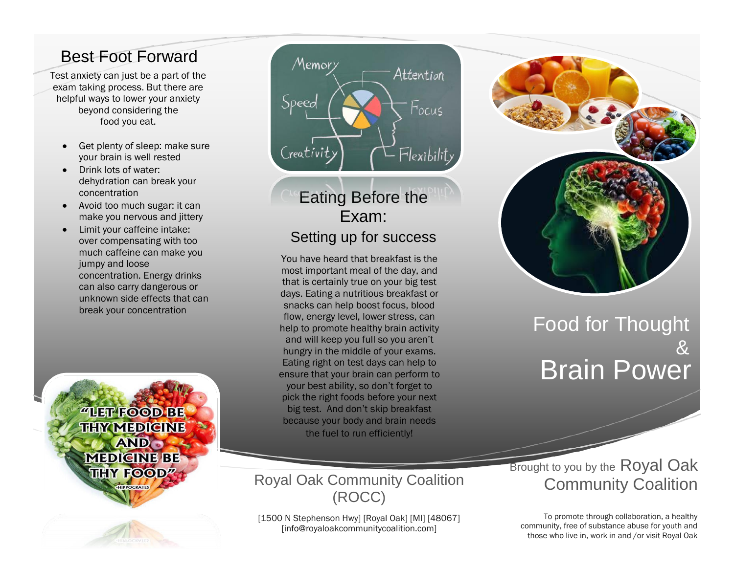## Best Foot Forward

Test anxiety can just be a part of the exam taking process. But there are helpful ways to lower your anxiety beyond considering the food you eat.

- Get plenty of sleep: make sure your brain is well rested
- Drink lots of water: dehydration can break your concentration
- Avoid too much sugar: it can make you nervous and jittery
- Limit your caffeine intake: over compensating with too much caffeine can make you jumpy and loose concentration. Energy drinks can also carry dangerous or unknown side effects that can break your concentration

## Eating Before the Exam:

### Setting up for success

You have heard that breakfast is the most important meal of the day, and that is certainly true on your big test days. Eating a nutritious breakfast or snacks can help boost focus, blood flow, energy level, lower stress, can help to promote healthy brain activity and will keep you full so you aren't hungry in the middle of your exams. Eating right on test days can help to ensure that your brain can perform to your best ability, so don't forget to pick the right foods before your next big test. And don't skip breakfast because your body and brain needs the fuel to run efficiently!

Royal Oak Community Coalition (ROCC)

[1500 N Stephenson Hwy] [Royal Oak] [MI] [48067]
[info@royaloakcommunitycoalition.com]

# Food for Thought & Brain Power

Brought to you by the Royal Oak Community Coalition

To promote through collaboration, a healthy community, free of substance abuse for youth and those who live in, work in and /or visit Royal Oak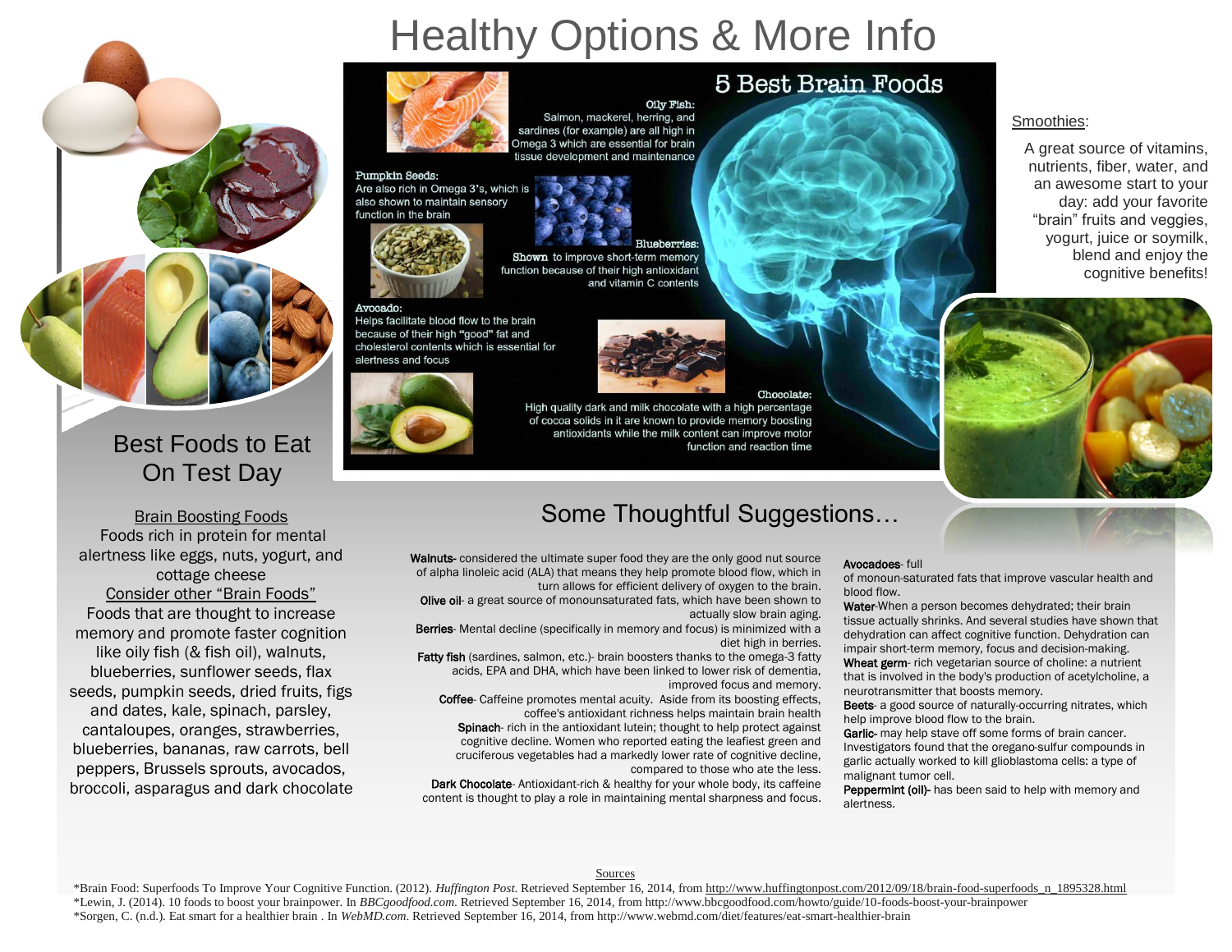# Healthy Options & More Info

## 5 Best Brain Foods

**Oily Fish:**
Salmon, mackerel, herring, and sardines (for example) are all high in Omega 3 which are essential for brain tissue development and maintenance

**Pumpkin Seeds:**
Are also rich in Omega 3's, which is also shown to maintain sensory function in the brain

**Blueberries:**
Shown to improve short-term memory function because of their high antioxidant and vitamin C contents

**Avocado:**
Helps facilitate blood flow to the brain because of their high "good" fat and cholesterol contents which is essential for alertness and focus

**Chocolate:**
High quality dark and milk chocolate with a high percentage of cocoa solids in it are known to provide memory boosting antioxidants while the milk content can improve motor function and reaction time

Smoothies:

A great source of vitamins, nutrients, fiber, water, and an awesome start to your day: add your favorite "brain" fruits and veggies, yogurt, juice or soymilk, blend and enjoy the cognitive benefits!

## Best Foods to Eat On Test Day

Brain Boosting Foods

Foods rich in protein for mental alertness like eggs, nuts, yogurt, and cottage cheese

Consider other "Brain Foods"

Foods that are thought to increase memory and promote faster cognition like oily fish (& fish oil), walnuts, blueberries, sunflower seeds, flax seeds, pumpkin seeds, dried fruits, figs and dates, kale, spinach, parsley, cantaloupes, oranges, strawberries, blueberries, bananas, raw carrots, bell peppers, Brussels sprouts, avocados, broccoli, asparagus and dark chocolate

## Some Thoughtful Suggestions…

**Walnuts**- considered the ultimate super food they are the only good nut source of alpha linoleic acid (ALA) that means they help promote blood flow, which in turn allows for efficient delivery of oxygen to the brain.

**Olive oil**- a great source of monounsaturated fats, which have been shown to actually slow brain aging.

**Berries**- Mental decline (specifically in memory and focus) is minimized with a diet high in berries.

**Fatty fish** (sardines, salmon, etc.)- brain boosters thanks to the omega-3 fatty acids, EPA and DHA, which have been linked to lower risk of dementia, improved focus and memory.

**Coffee**- Caffeine promotes mental acuity. Aside from its boosting effects, coffee's antioxidant richness helps maintain brain health

**Spinach**- rich in the antioxidant lutein; thought to help protect against cognitive decline. Women who reported eating the leafiest green and cruciferous vegetables had a markedly lower rate of cognitive decline, compared to those who ate the less.

**Dark Chocolate**- Antioxidant-rich & healthy for your whole body, its caffeine content is thought to play a role in maintaining mental sharpness and focus.

**Avocadoes**- full of monoun-saturated fats that improve vascular health and blood flow.

**Water**-When a person becomes dehydrated; their brain tissue actually shrinks. And several studies have shown that dehydration can affect cognitive function. Dehydration can impair short-term memory, focus and decision-making.

**Wheat germ**- rich vegetarian source of choline: a nutrient that is involved in the body's production of acetylcholine, a neurotransmitter that boosts memory.

**Beets**- a good source of naturally-occurring nitrates, which help improve blood flow to the brain.

**Garlic**- may help stave off some forms of brain cancer. Investigators found that the oregano-sulfur compounds in garlic actually worked to kill glioblastoma cells: a type of malignant tumor cell.

**Peppermint (oil)**- has been said to help with memory and alertness.

Sources

*Brain Food: Superfoods To Improve Your Cognitive Function. (2012). *Huffington Post*. Retrieved September 16, 2014, from http://www.huffingtonpost.com/2012/09/18/brain-food-superfoods_n_1895328.html

*Lewin, J. (2014). 10 foods to boost your brainpower. In *BBCgoodfood.com*. Retrieved September 16, 2014, from http://www.bbcgoodfood.com/howto/guide/10-foods-boost-your-brainpower

*Sorgen, C. (n.d.). Eat smart for a healthier brain . In *WebMD.com*. Retrieved September 16, 2014, from http://www.webmd.com/diet/features/eat-smart-healthier-brain